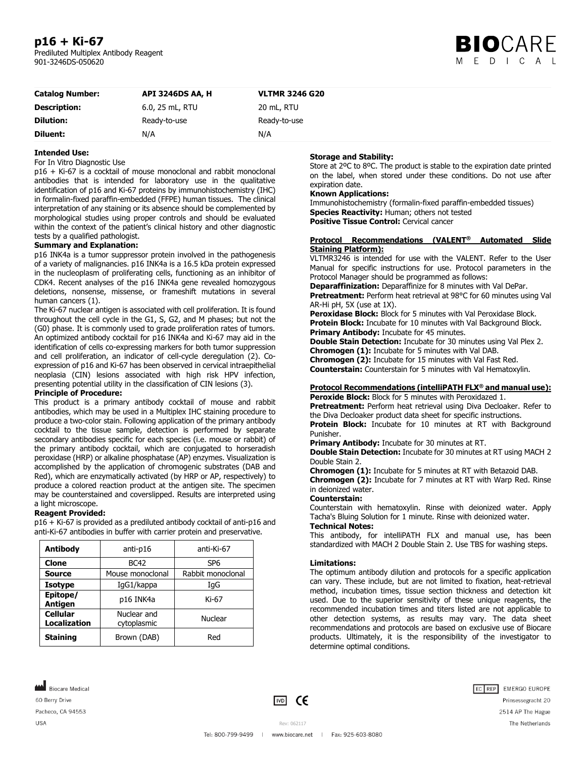# p16 + Ki-67

Prediluted Multiplex Antibody Reagent
901-3246DS-050620

| **Catalog Number:** | **API 3246DS AA, H** | **VLTMR 3246 G20** |
|---|---|---|
| **Description:** | 6.0, 25 mL, RTU | 20 mL, RTU |
| **Dilution:** | Ready-to-use | Ready-to-use |
| **Diluent:** | N/A | N/A |

**Intended Use:**

For In Vitro Diagnostic Use

p16 + Ki-67 is a cocktail of mouse monoclonal and rabbit monoclonal antibodies that is intended for laboratory use in the qualitative identification of p16 and Ki-67 proteins by immunohistochemistry (IHC) in formalin-fixed paraffin-embedded (FFPE) human tissues. The clinical interpretation of any staining or its absence should be complemented by morphological studies using proper controls and should be evaluated within the context of the patient's clinical history and other diagnostic tests by a qualified pathologist.

**Summary and Explanation:**

p16 INK4a is a tumor suppressor protein involved in the pathogenesis of a variety of malignancies. p16 INK4a is a 16.5 kDa protein expressed in the nucleoplasm of proliferating cells, functioning as an inhibitor of CDK4. Recent analyses of the p16 INK4a gene revealed homozygous deletions, nonsense, missense, or frameshift mutations in several human cancers (1).

The Ki-67 nuclear antigen is associated with cell proliferation. It is found throughout the cell cycle in the G1, S, G2, and M phases; but not the (G0) phase. It is commonly used to grade proliferation rates of tumors. An optimized antibody cocktail for p16 INK4a and Ki-67 may aid in the identification of cells co-expressing markers for both tumor suppression and cell proliferation, an indicator of cell-cycle deregulation (2). Co-expression of p16 and Ki-67 has been observed in cervical intraepithelial neoplasia (CIN) lesions associated with high risk HPV infection, presenting potential utility in the classification of CIN lesions (3).

**Principle of Procedure:**

This product is a primary antibody cocktail of mouse and rabbit antibodies, which may be used in a Multiplex IHC staining procedure to produce a two-color stain. Following application of the primary antibody cocktail to the tissue sample, detection is performed by separate secondary antibodies specific for each species (i.e. mouse or rabbit) of the primary antibody cocktail, which are conjugated to horseradish peroxidase (HRP) or alkaline phosphatase (AP) enzymes. Visualization is accomplished by the application of chromogenic substrates (DAB and Red), which are enzymatically activated (by HRP or AP, respectively) to produce a colored reaction product at the antigen site. The specimen may be counterstained and coverslipped. Results are interpreted using a light microscope.

**Reagent Provided:**

p16 + Ki-67 is provided as a prediluted antibody cocktail of anti-p16 and anti-Ki-67 antibodies in buffer with carrier protein and preservative.

| **Antibody** | anti-p16 | anti-Ki-67 |
|---|---|---|
| **Clone** | BC42 | SP6 |
| **Source** | Mouse monoclonal | Rabbit monoclonal |
| **Isotype** | IgG1/kappa | IgG |
| **Epitope/ Antigen** | p16 INK4a | Ki-67 |
| **Cellular Localization** | Nuclear and cytoplasmic | Nuclear |
| **Staining** | Brown (DAB) | Red |

**Storage and Stability:**

Store at 2ºC to 8ºC. The product is stable to the expiration date printed on the label, when stored under these conditions. Do not use after expiration date.

**Known Applications:**

Immunohistochemistry (formalin-fixed paraffin-embedded tissues)

**Species Reactivity:** Human; others not tested

**Positive Tissue Control:** Cervical cancer

**Protocol Recommendations (VALENT® Automated Slide Staining Platform):**

VLTMR3246 is intended for use with the VALENT. Refer to the User Manual for specific instructions for use. Protocol parameters in the Protocol Manager should be programmed as follows:

**Deparaffinization:** Deparaffinize for 8 minutes with Val DePar.

**Pretreatment:** Perform heat retrieval at 98°C for 60 minutes using Val AR-Hi pH, 5X (use at 1X).

**Peroxidase Block:** Block for 5 minutes with Val Peroxidase Block.

**Protein Block:** Incubate for 10 minutes with Val Background Block.

**Primary Antibody:** Incubate for 45 minutes.

**Double Stain Detection:** Incubate for 30 minutes using Val Plex 2.

**Chromogen (1):** Incubate for 5 minutes with Val DAB.

**Chromogen (2):** Incubate for 15 minutes with Val Fast Red.

**Counterstain:** Counterstain for 5 minutes with Val Hematoxylin.

**Protocol Recommendations (intelliPATH FLX® and manual use):**

**Peroxide Block:** Block for 5 minutes with Peroxidazed 1.

**Pretreatment:** Perform heat retrieval using Diva Decloaker. Refer to the Diva Decloaker product data sheet for specific instructions.

**Protein Block:** Incubate for 10 minutes at RT with Background Punisher.

**Primary Antibody:** Incubate for 30 minutes at RT.

**Double Stain Detection:** Incubate for 30 minutes at RT using MACH 2 Double Stain 2.

**Chromogen (1):** Incubate for 5 minutes at RT with Betazoid DAB.

**Chromogen (2):** Incubate for 7 minutes at RT with Warp Red. Rinse in deionized water.

**Counterstain:**

Counterstain with hematoxylin. Rinse with deionized water. Apply Tacha's Bluing Solution for 1 minute. Rinse with deionized water.

**Technical Notes:**

This antibody, for intelliPATH FLX and manual use, has been standardized with MACH 2 Double Stain 2. Use TBS for washing steps.

**Limitations:**

The optimum antibody dilution and protocols for a specific application can vary. These include, but are not limited to fixation, heat-retrieval method, incubation times, tissue section thickness and detection kit used. Due to the superior sensitivity of these unique reagents, the recommended incubation times and titers listed are not applicable to other detection systems, as results may vary. The data sheet recommendations and protocols are based on exclusive use of Biocare products. Ultimately, it is the responsibility of the investigator to determine optimal conditions.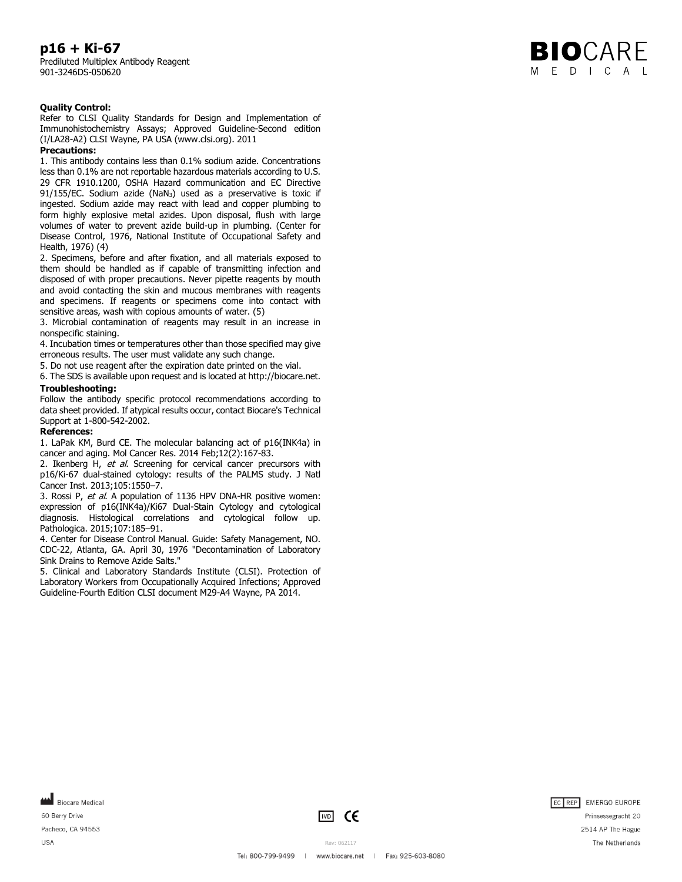**Quality Control:**

Refer to CLSI Quality Standards for Design and Implementation of Immunohistochemistry Assays; Approved Guideline-Second edition (I/LA28-A2) CLSI Wayne, PA USA (www.clsi.org). 2011

**Precautions:**

1. This antibody contains less than 0.1% sodium azide. Concentrations less than 0.1% are not reportable hazardous materials according to U.S. 29 CFR 1910.1200, OSHA Hazard communication and EC Directive 91/155/EC. Sodium azide ($NaN_3$) used as a preservative is toxic if ingested. Sodium azide may react with lead and copper plumbing to form highly explosive metal azides. Upon disposal, flush with large volumes of water to prevent azide build-up in plumbing. (Center for Disease Control, 1976, National Institute of Occupational Safety and Health, 1976) (4)
2. Specimens, before and after fixation, and all materials exposed to them should be handled as if capable of transmitting infection and disposed of with proper precautions. Never pipette reagents by mouth and avoid contacting the skin and mucous membranes with reagents and specimens. If reagents or specimens come into contact with sensitive areas, wash with copious amounts of water. (5)
3. Microbial contamination of reagents may result in an increase in nonspecific staining.
4. Incubation times or temperatures other than those specified may give erroneous results. The user must validate any such change.
5. Do not use reagent after the expiration date printed on the vial.
6. The SDS is available upon request and is located at http://biocare.net.

**Troubleshooting:**

Follow the antibody specific protocol recommendations according to data sheet provided. If atypical results occur, contact Biocare's Technical Support at 1-800-542-2002.

**References:**

1. LaPak KM, Burd CE. The molecular balancing act of p16(INK4a) in cancer and aging. Mol Cancer Res. 2014 Feb;12(2):167-83.
2. Ikenberg H, *et al*. Screening for cervical cancer precursors with p16/Ki-67 dual-stained cytology: results of the PALMS study. J Natl Cancer Inst. 2013;105:1550–7.
3. Rossi P, *et al*. A population of 1136 HPV DNA-HR positive women: expression of p16(INK4a)/Ki67 Dual-Stain Cytology and cytological diagnosis. Histological correlations and cytological follow up. Pathologica. 2015;107:185–91.
4. Center for Disease Control Manual. Guide: Safety Management, NO. CDC-22, Atlanta, GA. April 30, 1976 "Decontamination of Laboratory Sink Drains to Remove Azide Salts."
5. Clinical and Laboratory Standards Institute (CLSI). Protection of Laboratory Workers from Occupationally Acquired Infections; Approved Guideline-Fourth Edition CLSI document M29-A4 Wayne, PA 2014.